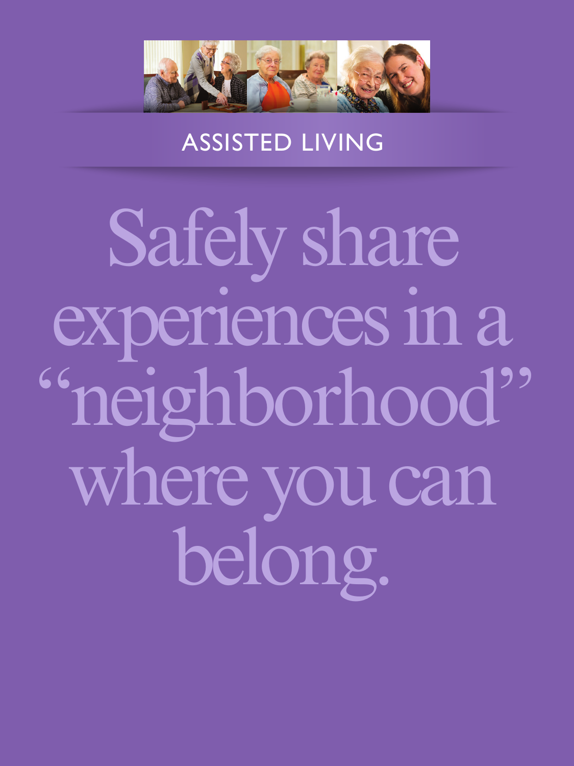ASSISTED LIVING

# Safely share experiences in a "neighborhood" where you can belong.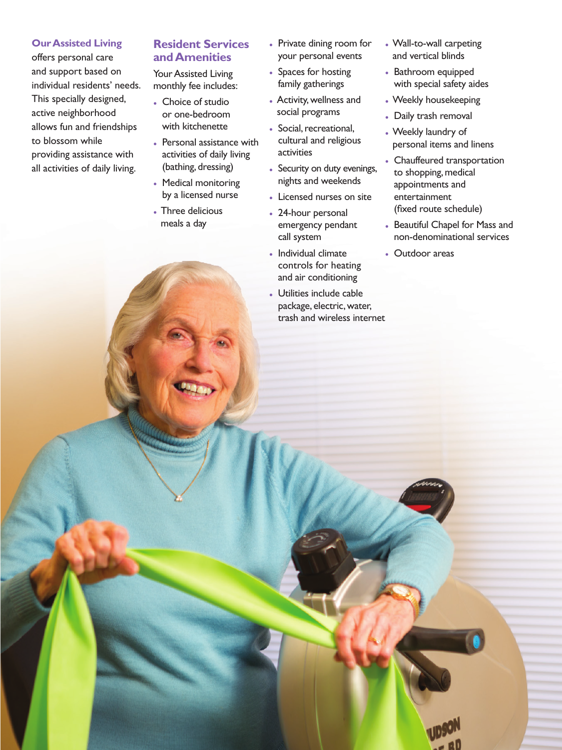## Our Assisted Living

offers personal care and support based on individual residents' needs. This specially designed, active neighborhood allows fun and friendships to blossom while providing assistance with all activities of daily living.

## Resident Services and Amenities

Your Assisted Living monthly fee includes:

- Choice of studio or one-bedroom with kitchenette
- Personal assistance with activities of daily living (bathing, dressing)
- Medical monitoring by a licensed nurse
- Three delicious meals a day
- Private dining room for your personal events
- Spaces for hosting family gatherings
- Activity, wellness and social programs
- Social, recreational, cultural and religious activities
- Security on duty evenings, nights and weekends
- Licensed nurses on site
- 24-hour personal emergency pendant call system
- Individual climate controls for heating and air conditioning
- Utilities include cable package, electric, water, trash and wireless internet
- Wall-to-wall carpeting and vertical blinds
- Bathroom equipped with special safety aides
- Weekly housekeeping
- Daily trash removal
- Weekly laundry of personal items and linens
- Chauffeured transportation to shopping, medical appointments and entertainment (fixed route schedule)
- Beautiful Chapel for Mass and non-denominational services
- Outdoor areas